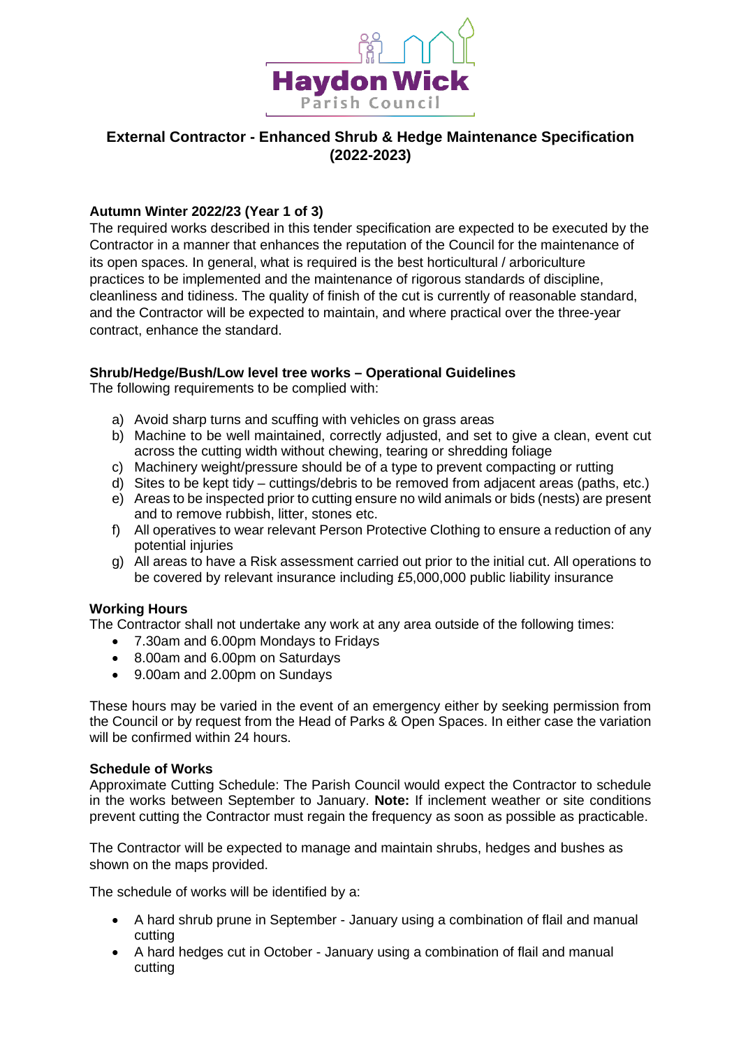Haydon Wick
Parish Council

# External Contractor - Enhanced Shrub & Hedge Maintenance Specification (2022-2023)

**Autumn Winter 2022/23 (Year 1 of 3)**

The required works described in this tender specification are expected to be executed by the Contractor in a manner that enhances the reputation of the Council for the maintenance of its open spaces. In general, what is required is the best horticultural / arboriculture practices to be implemented and the maintenance of rigorous standards of discipline, cleanliness and tidiness. The quality of finish of the cut is currently of reasonable standard, and the Contractor will be expected to maintain, and where practical over the three-year contract, enhance the standard.

**Shrub/Hedge/Bush/Low level tree works – Operational Guidelines**

The following requirements to be complied with:

a) Avoid sharp turns and scuffing with vehicles on grass areas
b) Machine to be well maintained, correctly adjusted, and set to give a clean, event cut across the cutting width without chewing, tearing or shredding foliage
c) Machinery weight/pressure should be of a type to prevent compacting or rutting
d) Sites to be kept tidy – cuttings/debris to be removed from adjacent areas (paths, etc.)
e) Areas to be inspected prior to cutting ensure no wild animals or bids (nests) are present and to remove rubbish, litter, stones etc.
f) All operatives to wear relevant Person Protective Clothing to ensure a reduction of any potential injuries
g) All areas to have a Risk assessment carried out prior to the initial cut. All operations to be covered by relevant insurance including £5,000,000 public liability insurance

**Working Hours**

The Contractor shall not undertake any work at any area outside of the following times:

- 7.30am and 6.00pm Mondays to Fridays
- 8.00am and 6.00pm on Saturdays
- 9.00am and 2.00pm on Sundays

These hours may be varied in the event of an emergency either by seeking permission from the Council or by request from the Head of Parks & Open Spaces. In either case the variation will be confirmed within 24 hours.

**Schedule of Works**

Approximate Cutting Schedule: The Parish Council would expect the Contractor to schedule in the works between September to January. **Note:** If inclement weather or site conditions prevent cutting the Contractor must regain the frequency as soon as possible as practicable.

The Contractor will be expected to manage and maintain shrubs, hedges and bushes as shown on the maps provided.

The schedule of works will be identified by a:

- A hard shrub prune in September - January using a combination of flail and manual cutting
- A hard hedges cut in October - January using a combination of flail and manual cutting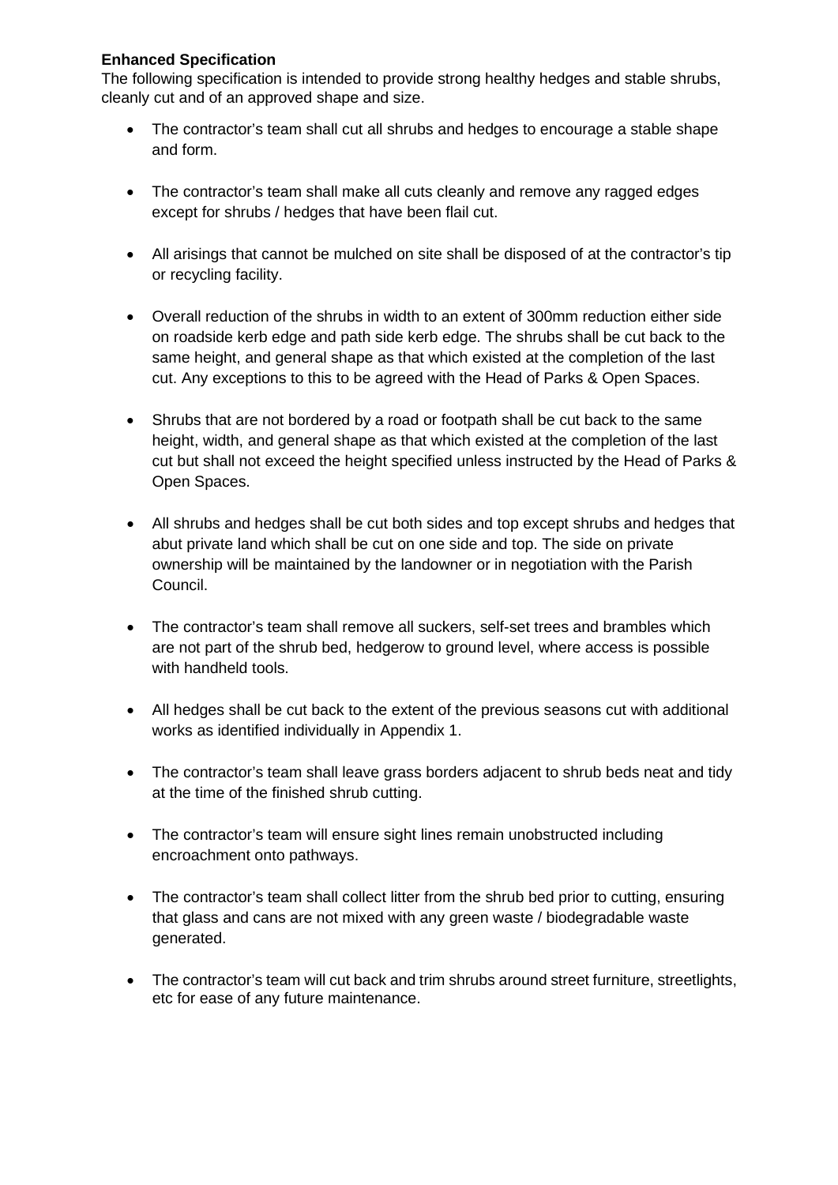**Enhanced Specification**

The following specification is intended to provide strong healthy hedges and stable shrubs, cleanly cut and of an approved shape and size.

- The contractor's team shall cut all shrubs and hedges to encourage a stable shape and form.
- The contractor's team shall make all cuts cleanly and remove any ragged edges except for shrubs / hedges that have been flail cut.
- All arisings that cannot be mulched on site shall be disposed of at the contractor's tip or recycling facility.
- Overall reduction of the shrubs in width to an extent of 300mm reduction either side on roadside kerb edge and path side kerb edge. The shrubs shall be cut back to the same height, and general shape as that which existed at the completion of the last cut. Any exceptions to this to be agreed with the Head of Parks & Open Spaces.
- Shrubs that are not bordered by a road or footpath shall be cut back to the same height, width, and general shape as that which existed at the completion of the last cut but shall not exceed the height specified unless instructed by the Head of Parks & Open Spaces.
- All shrubs and hedges shall be cut both sides and top except shrubs and hedges that abut private land which shall be cut on one side and top. The side on private ownership will be maintained by the landowner or in negotiation with the Parish Council.
- The contractor's team shall remove all suckers, self-set trees and brambles which are not part of the shrub bed, hedgerow to ground level, where access is possible with handheld tools.
- All hedges shall be cut back to the extent of the previous seasons cut with additional works as identified individually in Appendix 1.
- The contractor's team shall leave grass borders adjacent to shrub beds neat and tidy at the time of the finished shrub cutting.
- The contractor's team will ensure sight lines remain unobstructed including encroachment onto pathways.
- The contractor's team shall collect litter from the shrub bed prior to cutting, ensuring that glass and cans are not mixed with any green waste / biodegradable waste generated.
- The contractor's team will cut back and trim shrubs around street furniture, streetlights, etc for ease of any future maintenance.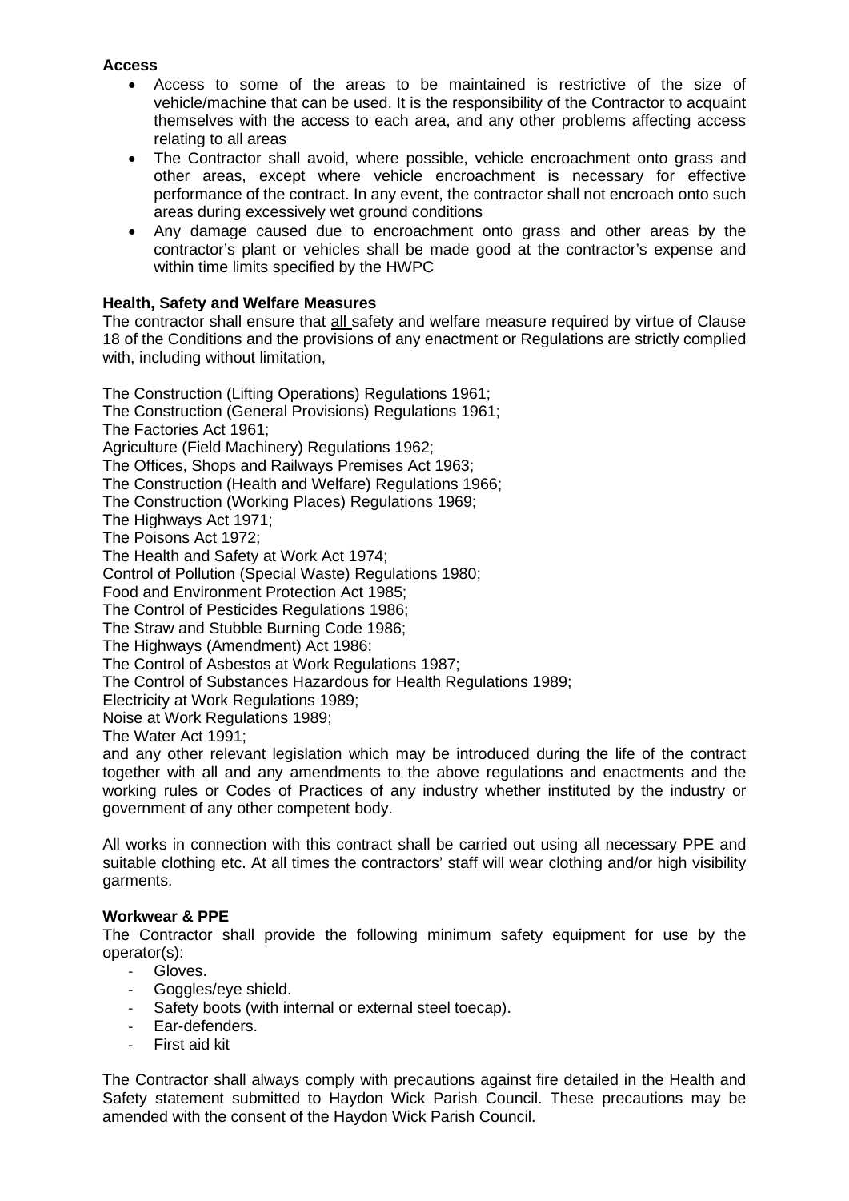**Access**

- Access to some of the areas to be maintained is restrictive of the size of vehicle/machine that can be used. It is the responsibility of the Contractor to acquaint themselves with the access to each area, and any other problems affecting access relating to all areas
- The Contractor shall avoid, where possible, vehicle encroachment onto grass and other areas, except where vehicle encroachment is necessary for effective performance of the contract. In any event, the contractor shall not encroach onto such areas during excessively wet ground conditions
- Any damage caused due to encroachment onto grass and other areas by the contractor's plant or vehicles shall be made good at the contractor's expense and within time limits specified by the HWPC

**Health, Safety and Welfare Measures**

The contractor shall ensure that <u>all</u> safety and welfare measure required by virtue of Clause 18 of the Conditions and the provisions of any enactment or Regulations are strictly complied with, including without limitation,

The Construction (Lifting Operations) Regulations 1961;
The Construction (General Provisions) Regulations 1961;
The Factories Act 1961;
Agriculture (Field Machinery) Regulations 1962;
The Offices, Shops and Railways Premises Act 1963;
The Construction (Health and Welfare) Regulations 1966;
The Construction (Working Places) Regulations 1969;
The Highways Act 1971;
The Poisons Act 1972;
The Health and Safety at Work Act 1974;
Control of Pollution (Special Waste) Regulations 1980;
Food and Environment Protection Act 1985;
The Control of Pesticides Regulations 1986;
The Straw and Stubble Burning Code 1986;
The Highways (Amendment) Act 1986;
The Control of Asbestos at Work Regulations 1987;
The Control of Substances Hazardous for Health Regulations 1989;
Electricity at Work Regulations 1989;
Noise at Work Regulations 1989;
The Water Act 1991;
and any other relevant legislation which may be introduced during the life of the contract together with all and any amendments to the above regulations and enactments and the working rules or Codes of Practices of any industry whether instituted by the industry or government of any other competent body.

All works in connection with this contract shall be carried out using all necessary PPE and suitable clothing etc. At all times the contractors' staff will wear clothing and/or high visibility garments.

**Workwear & PPE**

The Contractor shall provide the following minimum safety equipment for use by the operator(s):

- Gloves.
- Goggles/eye shield.
- Safety boots (with internal or external steel toecap).
- Ear-defenders.
- First aid kit

The Contractor shall always comply with precautions against fire detailed in the Health and Safety statement submitted to Haydon Wick Parish Council. These precautions may be amended with the consent of the Haydon Wick Parish Council.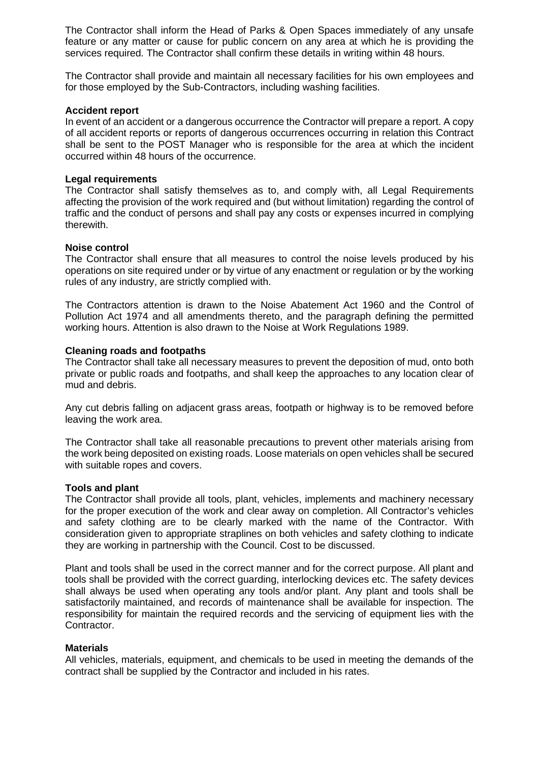The Contractor shall inform the Head of Parks & Open Spaces immediately of any unsafe feature or any matter or cause for public concern on any area at which he is providing the services required. The Contractor shall confirm these details in writing within 48 hours.

The Contractor shall provide and maintain all necessary facilities for his own employees and for those employed by the Sub-Contractors, including washing facilities.

**Accident report**

In event of an accident or a dangerous occurrence the Contractor will prepare a report. A copy of all accident reports or reports of dangerous occurrences occurring in relation this Contract shall be sent to the POST Manager who is responsible for the area at which the incident occurred within 48 hours of the occurrence.

**Legal requirements**

The Contractor shall satisfy themselves as to, and comply with, all Legal Requirements affecting the provision of the work required and (but without limitation) regarding the control of traffic and the conduct of persons and shall pay any costs or expenses incurred in complying therewith.

**Noise control**

The Contractor shall ensure that all measures to control the noise levels produced by his operations on site required under or by virtue of any enactment or regulation or by the working rules of any industry, are strictly complied with.

The Contractors attention is drawn to the Noise Abatement Act 1960 and the Control of Pollution Act 1974 and all amendments thereto, and the paragraph defining the permitted working hours. Attention is also drawn to the Noise at Work Regulations 1989.

**Cleaning roads and footpaths**

The Contractor shall take all necessary measures to prevent the deposition of mud, onto both private or public roads and footpaths, and shall keep the approaches to any location clear of mud and debris.

Any cut debris falling on adjacent grass areas, footpath or highway is to be removed before leaving the work area.

The Contractor shall take all reasonable precautions to prevent other materials arising from the work being deposited on existing roads. Loose materials on open vehicles shall be secured with suitable ropes and covers.

**Tools and plant**

The Contractor shall provide all tools, plant, vehicles, implements and machinery necessary for the proper execution of the work and clear away on completion. All Contractor's vehicles and safety clothing are to be clearly marked with the name of the Contractor. With consideration given to appropriate straplines on both vehicles and safety clothing to indicate they are working in partnership with the Council. Cost to be discussed.

Plant and tools shall be used in the correct manner and for the correct purpose. All plant and tools shall be provided with the correct guarding, interlocking devices etc. The safety devices shall always be used when operating any tools and/or plant. Any plant and tools shall be satisfactorily maintained, and records of maintenance shall be available for inspection. The responsibility for maintain the required records and the servicing of equipment lies with the Contractor.

**Materials**

All vehicles, materials, equipment, and chemicals to be used in meeting the demands of the contract shall be supplied by the Contractor and included in his rates.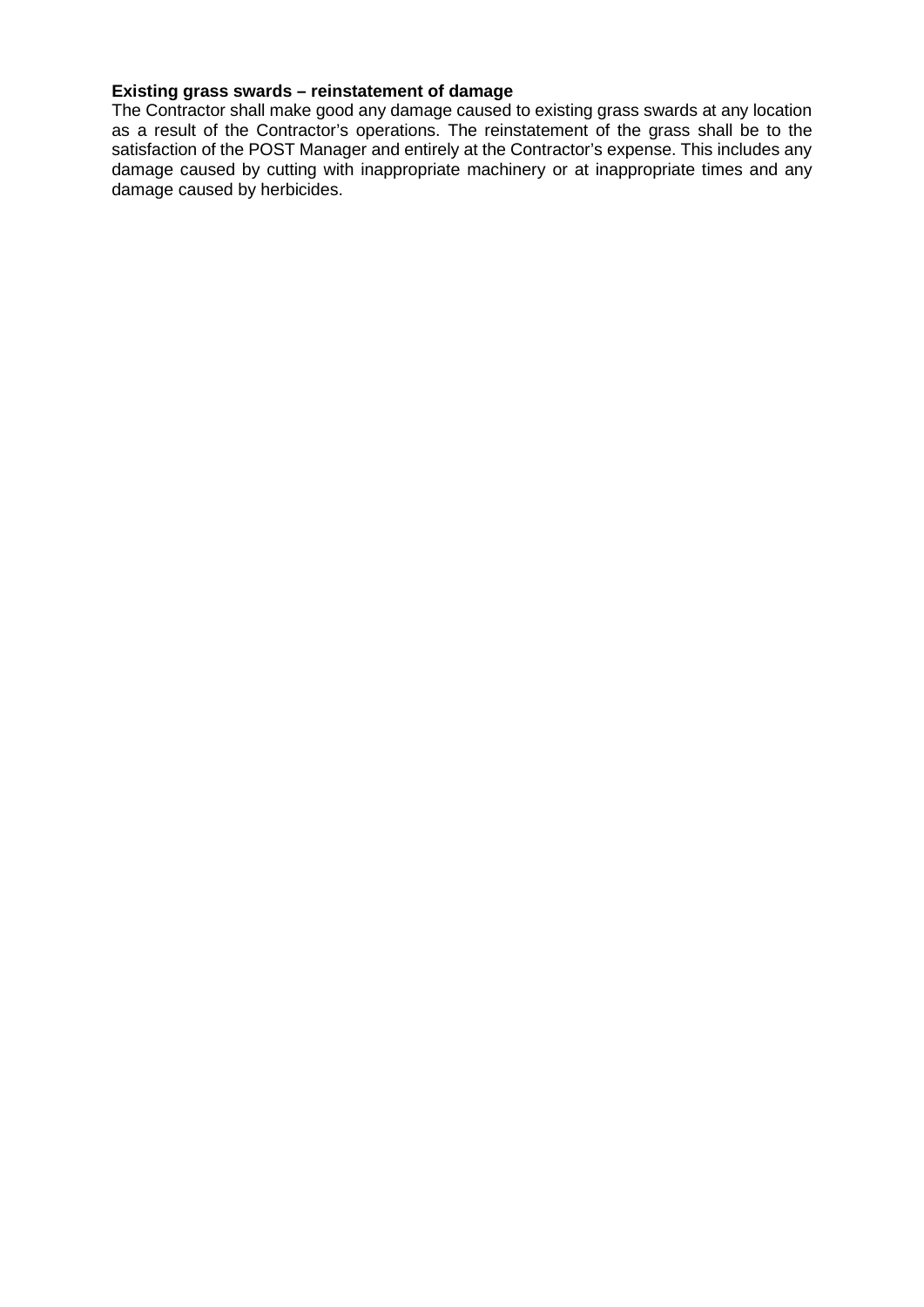**Existing grass swards – reinstatement of damage**

The Contractor shall make good any damage caused to existing grass swards at any location as a result of the Contractor's operations. The reinstatement of the grass shall be to the satisfaction of the POST Manager and entirely at the Contractor's expense. This includes any damage caused by cutting with inappropriate machinery or at inappropriate times and any damage caused by herbicides.